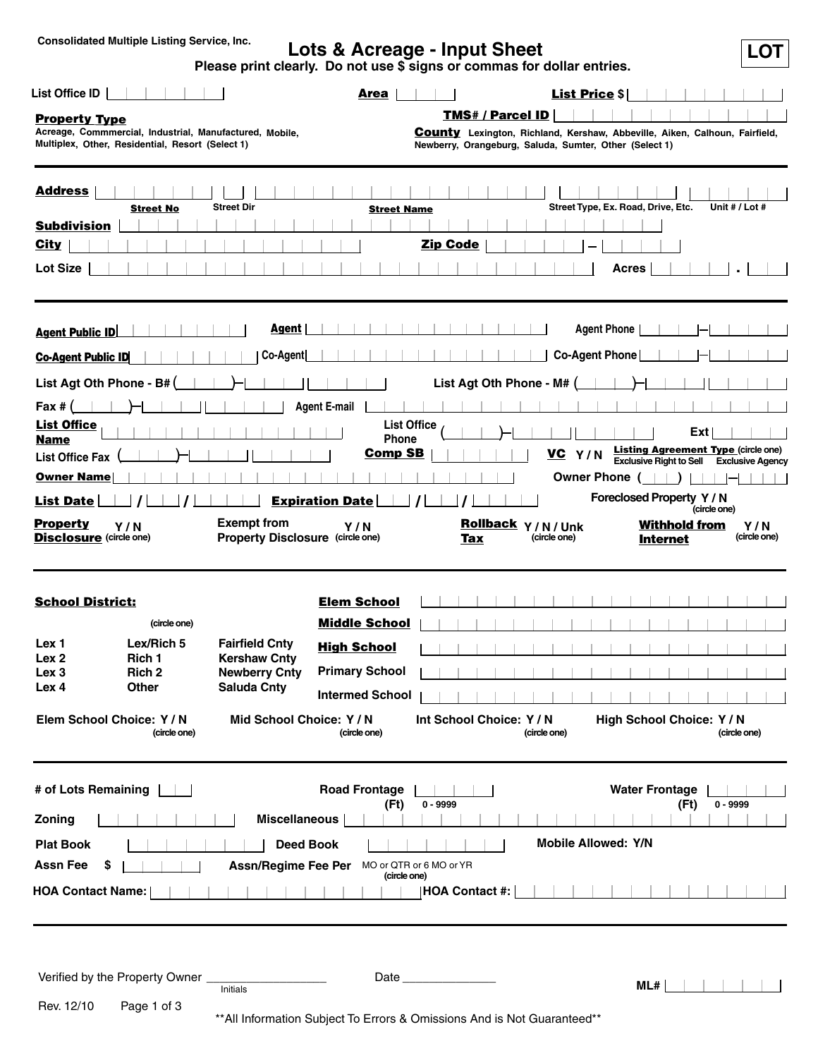Consolidated Multiple Listing Service, Inc.

# Lots & Acreage - Input Sheet

**LOT**

**Please print clearly. Do not use $ signs or commas for dollar entries.**

List Office ID ____________ **Area** ______ **List Price** $ ____________

**Property Type**
Acreage, Commmercial, Industrial, Manufactured, Mobile, Multiplex, Other, Residential, Resort (Select 1)

**TMS# / Parcel ID** ____________

**County** Lexington, Richland, Kershaw, Abbeville, Aiken, Calhoun, Fairfield, Newberry, Orangeburg, Saluda, Sumter, Other (Select 1)

---

**Address** ______ ______ ____________ ______ ______
**Street No** | Street Dir | **Street Name** | Street Type, Ex. Road, Drive, Etc. | Unit # / Lot #

**Subdivision** ____________

**City** ____________ **Zip Code** ______ – ______

Lot Size ____________ Acres ______ . ______

---

**Agent Public ID** ____________ **Agent** ____________ Agent Phone ______ – ______

**Co-Agent Public ID** ____________ Co-Agent ____________ Co-Agent Phone ______ – ______

List Agt Oth Phone - B# ( ______ ) – ______ ______ List Agt Oth Phone - M# ( ______ ) – ______ ______

Fax # ( ______ ) – ______ ______ Agent E-mail ____________

**List Office Name** ____________ List Office Phone ( ______ ) – ______ ______ Ext ______

List Office Fax ( ______ ) – ______ ______ **Comp SB** ______ **VC** Y / N **Listing Agreement Type** (circle one) Exclusive Right to Sell Exclusive Agency

**Owner Name** ____________ Owner Phone ( ______ ) ______ – ______

**List Date** ____ / ____ / ______ **Expiration Date** ____ / ____ / ______ Foreclosed Property Y / N (circle one)

**Property Disclosure** Y / N (circle one) Exempt from Property Disclosure Y / N (circle one) **Rollback Tax** Y / N / Unk (circle one) **Withhold from Internet** Y / N (circle one)

---

**School District:** (circle one)

| | | |
|---|---|---|
| Lex 1 | Lex/Rich 5 | Fairfield Cnty |
| Lex 2 | Rich 1 | Kershaw Cnty |
| Lex 3 | Rich 2 | Newberry Cnty |
| Lex 4 | Other | Saluda Cnty |

**Elem School** ____________

**Middle School** ____________

**High School** ____________

Primary School ____________

Intermed School ____________

Elem School Choice: Y / N (circle one) Mid School Choice: Y / N (circle one) Int School Choice: Y / N (circle one) High School Choice: Y / N (circle one)

---

# of Lots Remaining ______ Road Frontage (Ft) ______ 0 - 9999 Water Frontage (Ft) ______ 0 - 9999

Zoning ____________ Miscellaneous ____________

Plat Book ____________ Deed Book ____________ Mobile Allowed: Y/N

Assn Fee $ ______ Assn/Regime Fee Per MO or QTR or 6 MO or YR (circle one)

HOA Contact Name: ____________ HOA Contact #: ____________

---

Verified by the Property Owner __________________ Date ______________
Initials

ML# ____________

Rev. 12/10

**All Information Subject To Errors & Omissions And is Not Guaranteed**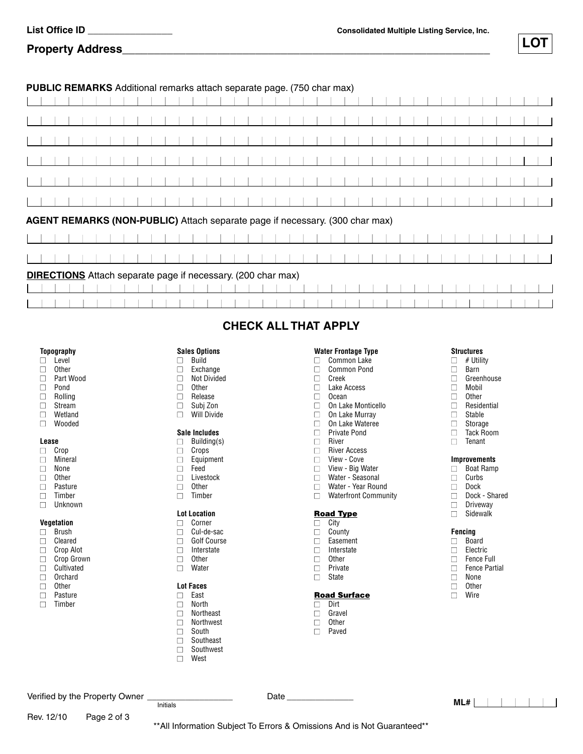**List Office ID** ________________ **Consolidated Multiple Listing Service, Inc.**

**Property Address**________________________________________________________________

**LOT**

**PUBLIC REMARKS** Additional remarks attach separate page. (750 char max)

**AGENT REMARKS (NON-PUBLIC)** Attach separate page if necessary. (300 char max)

**DIRECTIONS** Attach separate page if necessary. (200 char max)

## CHECK ALL THAT APPLY

**Topography**
- ☐ Level
- ☐ Other
- ☐ Part Wood
- ☐ Pond
- ☐ Rolling
- ☐ Stream
- ☐ Wetland
- ☐ Wooded

**Lease**
- ☐ Crop
- ☐ Mineral
- ☐ None
- ☐ Other
- ☐ Pasture
- ☐ Timber
- ☐ Unknown

**Vegetation**
- ☐ Brush
- ☐ Cleared
- ☐ Crop Alot
- ☐ Crop Grown
- ☐ Cultivated
- ☐ Orchard
- ☐ Other
- ☐ Pasture
- ☐ Timber

**Sales Options**
- ☐ Build
- ☐ Exchange
- ☐ Not Divided
- ☐ Other
- ☐ Release
- ☐ Subj Zon
- ☐ Will Divide

**Sale Includes**
- ☐ Building(s)
- ☐ Crops
- ☐ Equipment
- ☐ Feed
- ☐ Livestock
- ☐ Other
- ☐ Timber

**Lot Location**
- ☐ Corner
- ☐ Cul-de-sac
- ☐ Golf Course
- ☐ Interstate
- ☐ Other
- ☐ Water

**Lot Faces**
- ☐ East
- ☐ North
- ☐ Northeast
- ☐ Northwest
- ☐ South
- ☐ Southeast
- ☐ Southwest
- ☐ West

**Water Frontage Type**
- ☐ Common Lake
- ☐ Common Pond
- ☐ Creek
- ☐ Lake Access
- ☐ Ocean
- ☐ On Lake Monticello
- ☐ On Lake Murray
- ☐ On Lake Wateree
- ☐ Private Pond
- ☐ River
- ☐ River Access
- ☐ View - Cove
- ☐ View - Big Water
- ☐ Water - Seasonal
- ☐ Water - Year Round
- ☐ Waterfront Community

**Road Type**
- ☐ City
- ☐ County
- ☐ Easement
- ☐ Interstate
- ☐ Other
- ☐ Private
- ☐ State

**Road Surface**
- ☐ Dirt
- ☐ Gravel
- ☐ Other
- ☐ Paved

**Structures**
- ☐ # Utility
- ☐ Barn
- ☐ Greenhouse
- ☐ Mobil
- ☐ Other
- ☐ Residential
- ☐ Stable
- ☐ Storage
- ☐ Tack Room
- ☐ Tenant

**Improvements**
- ☐ Boat Ramp
- ☐ Curbs
- ☐ Dock
- ☐ Dock - Shared
- ☐ Driveway
- ☐ Sidewalk

**Fencing**
- ☐ Board
- ☐ Electric
- ☐ Fence Full
- ☐ Fence Partial
- ☐ None
- ☐ Other
- ☐ Wire

Verified by the Property Owner ________________ Date ______________
Initials

**ML#**

Rev. 12/10

**All Information Subject To Errors & Omissions And is Not Guaranteed**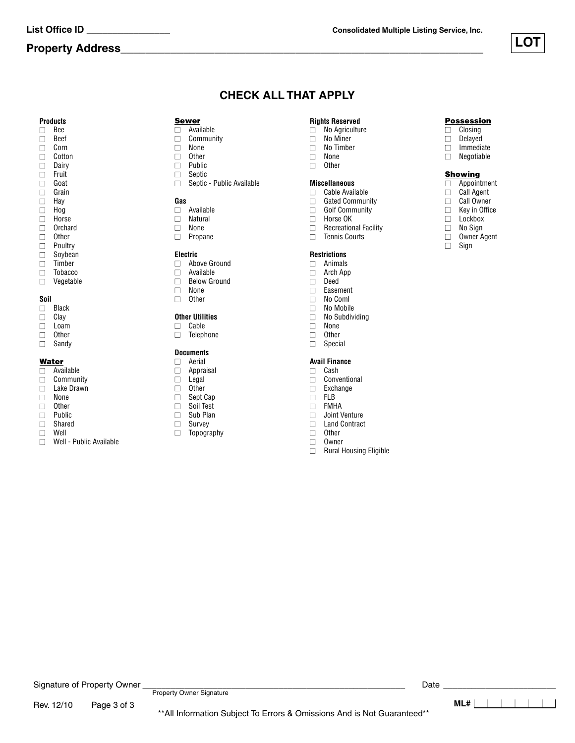List Office ID ________________ 

Consolidated Multiple Listing Service, Inc.

Property Address____________________________________________________________

**LOT**

## CHECK ALL THAT APPLY

**Products**
- ☐ Bee
- ☐ Beef
- ☐ Corn
- ☐ Cotton
- ☐ Dairy
- ☐ Fruit
- ☐ Goat
- ☐ Grain
- ☐ Hay
- ☐ Hog
- ☐ Horse
- ☐ Orchard
- ☐ Other
- ☐ Poultry
- ☐ Soybean
- ☐ Timber
- ☐ Tobacco
- ☐ Vegetable

**Soil**
- ☐ Black
- ☐ Clay
- ☐ Loam
- ☐ Other
- ☐ Sandy

**Water**
- ☐ Available
- ☐ Community
- ☐ Lake Drawn
- ☐ None
- ☐ Other
- ☐ Public
- ☐ Shared
- ☐ Well
- ☐ Well - Public Available

**Sewer**
- ☐ Available
- ☐ Community
- ☐ None
- ☐ Other
- ☐ Public
- ☐ Septic
- ☐ Septic - Public Available

**Gas**
- ☐ Available
- ☐ Natural
- ☐ None
- ☐ Propane

**Electric**
- ☐ Above Ground
- ☐ Available
- ☐ Below Ground
- ☐ None
- ☐ Other

**Other Utilities**
- ☐ Cable
- ☐ Telephone

**Documents**
- ☐ Aerial
- ☐ Appraisal
- ☐ Legal
- ☐ Other
- ☐ Sept Cap
- ☐ Soil Test
- ☐ Sub Plan
- ☐ Survey
- ☐ Topography

**Rights Reserved**
- ☐ No Agriculture
- ☐ No Miner
- ☐ No Timber
- ☐ None
- ☐ Other

**Miscellaneous**
- ☐ Cable Available
- ☐ Gated Community
- ☐ Golf Community
- ☐ Horse OK
- ☐ Recreational Facility
- ☐ Tennis Courts

**Restrictions**
- ☐ Animals
- ☐ Arch App
- ☐ Deed
- ☐ Easement
- ☐ No Coml
- ☐ No Mobile
- ☐ No Subdividing
- ☐ None
- ☐ Other
- ☐ Special

**Avail Finance**
- ☐ Cash
- ☐ Conventional
- ☐ Exchange
- ☐ FLB
- ☐ FMHA
- ☐ Joint Venture
- ☐ Land Contract
- ☐ Other
- ☐ Owner
- ☐ Rural Housing Eligible

**Possession**
- ☐ Closing
- ☐ Delayed
- ☐ Immediate
- ☐ Negotiable

**Showing**
- ☐ Appointment
- ☐ Call Agent
- ☐ Call Owner
- ☐ Key in Office
- ☐ Lockbox
- ☐ No Sign
- ☐ Owner Agent
- ☐ Sign

Signature of Property Owner ________________________________________ Date ____________________
Property Owner Signature

Rev. 12/10

ML# 

**All Information Subject To Errors & Omissions And is Not Guaranteed**